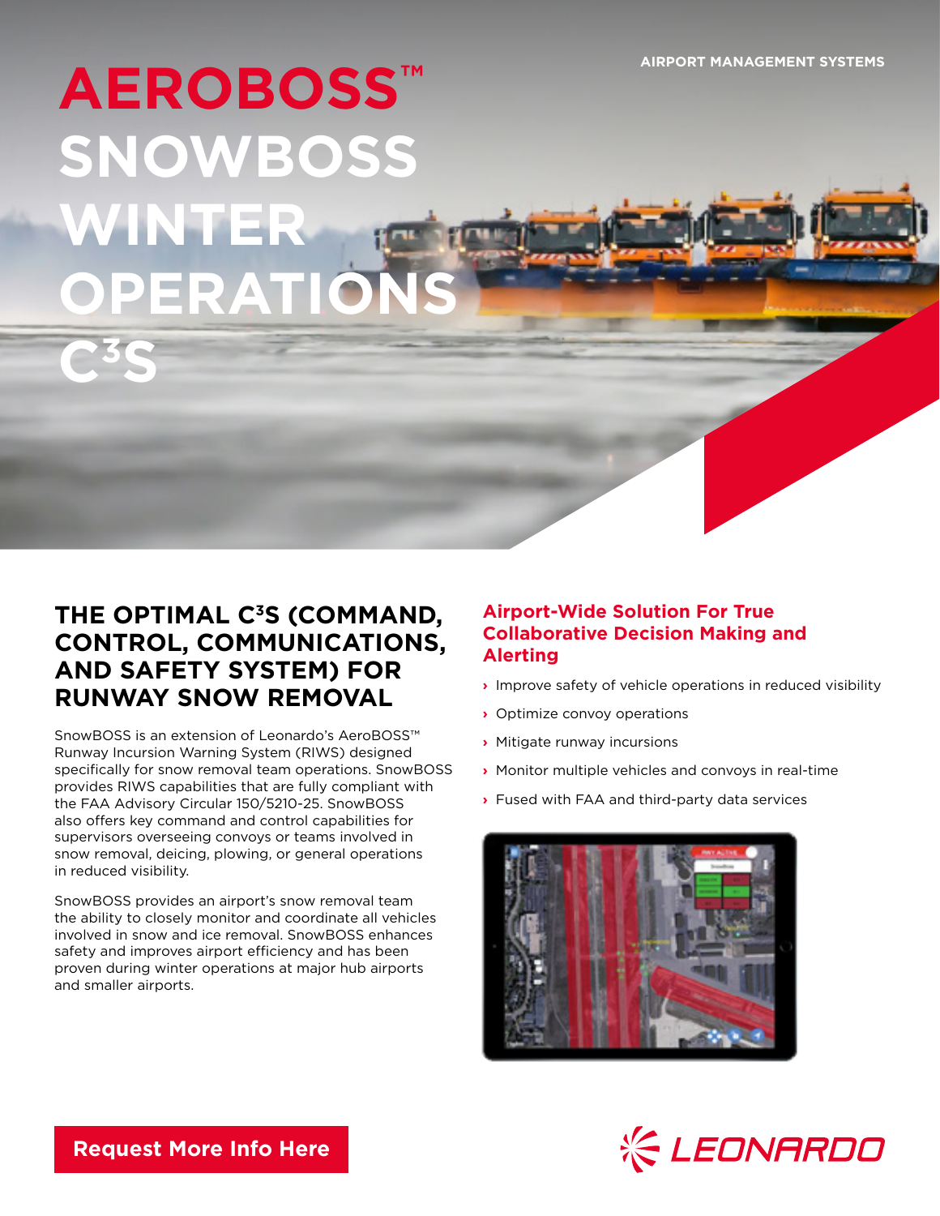AIRPORT MANAGEMENT SYSTEMS

# AEROBOSS™ SNOWBOSS WINTER OPERATIONS C³S

## THE OPTIMAL C³S (COMMAND, CONTROL, COMMUNICATIONS, AND SAFETY SYSTEM) FOR RUNWAY SNOW REMOVAL

SnowBOSS is an extension of Leonardo's AeroBOSS™ Runway Incursion Warning System (RIWS) designed specifically for snow removal team operations. SnowBOSS provides RIWS capabilities that are fully compliant with the FAA Advisory Circular 150/5210-25. SnowBOSS also offers key command and control capabilities for supervisors overseeing convoys or teams involved in snow removal, deicing, plowing, or general operations in reduced visibility.

SnowBOSS provides an airport's snow removal team the ability to closely monitor and coordinate all vehicles involved in snow and ice removal. SnowBOSS enhances safety and improves airport efficiency and has been proven during winter operations at major hub airports and smaller airports.

### Airport-Wide Solution For True Collaborative Decision Making and Alerting

- Improve safety of vehicle operations in reduced visibility
- Optimize convoy operations
- Mitigate runway incursions
- Monitor multiple vehicles and convoys in real-time
- Fused with FAA and third-party data services

Request More Info Here

LEONARDO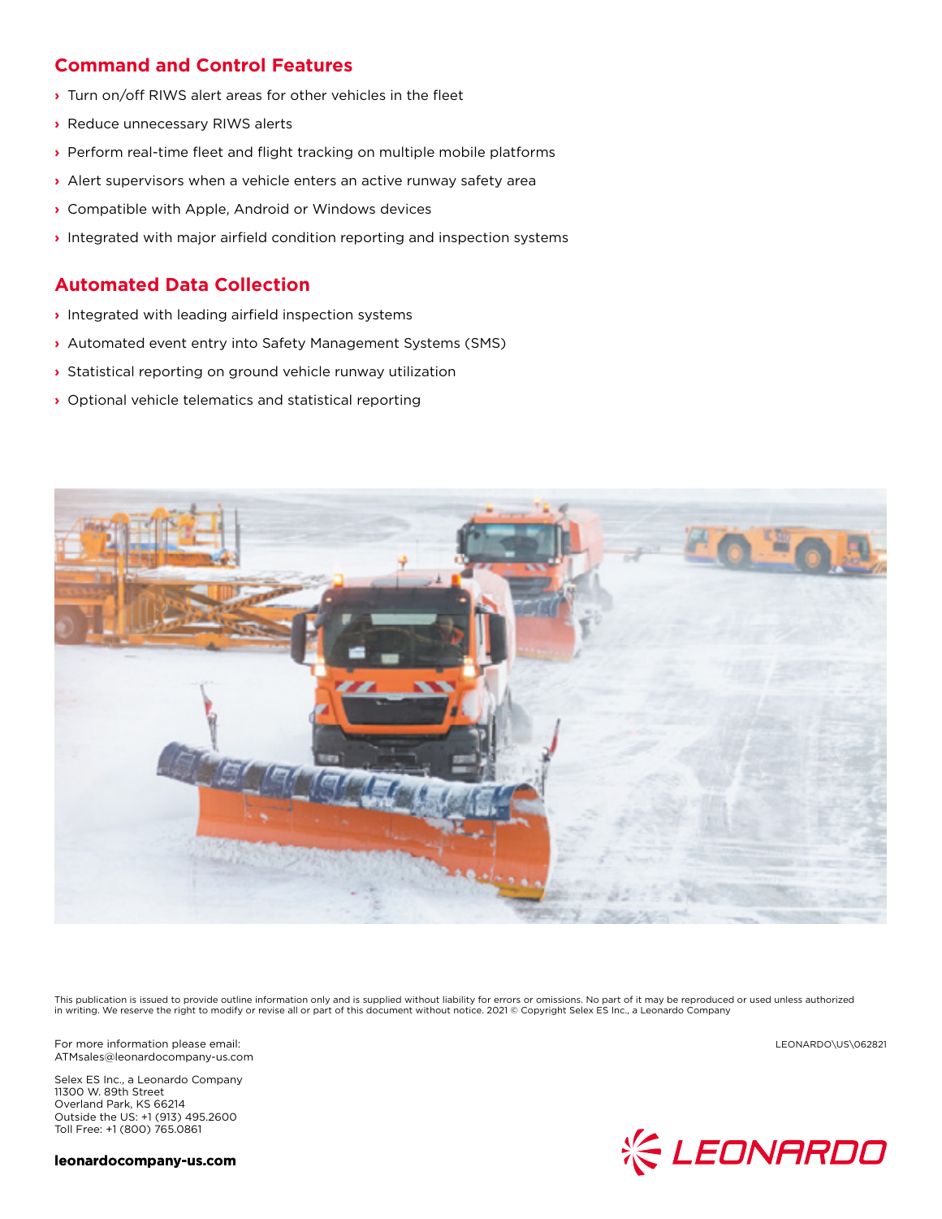## Command and Control Features

- Turn on/off RIWS alert areas for other vehicles in the fleet
- Reduce unnecessary RIWS alerts
- Perform real-time fleet and flight tracking on multiple mobile platforms
- Alert supervisors when a vehicle enters an active runway safety area
- Compatible with Apple, Android or Windows devices
- Integrated with major airfield condition reporting and inspection systems

## Automated Data Collection

- Integrated with leading airfield inspection systems
- Automated event entry into Safety Management Systems (SMS)
- Statistical reporting on ground vehicle runway utilization
- Optional vehicle telematics and statistical reporting

This publication is issued to provide outline information only and is supplied without liability for errors or omissions. No part of it may be reproduced or used unless authorized in writing. We reserve the right to modify or revise all or part of this document without notice. 2021 © Copyright Selex ES Inc., a Leonardo Company

For more information please email:
ATMsales@leonardocompany-us.com

LEONARDO\US\062821

Selex ES Inc., a Leonardo Company
11300 W. 89th Street
Overland Park, KS 66214
Outside the US: +1 (913) 495.2600
Toll Free: +1 (800) 765.0861

**leonardocompany-us.com**

LEONARDO